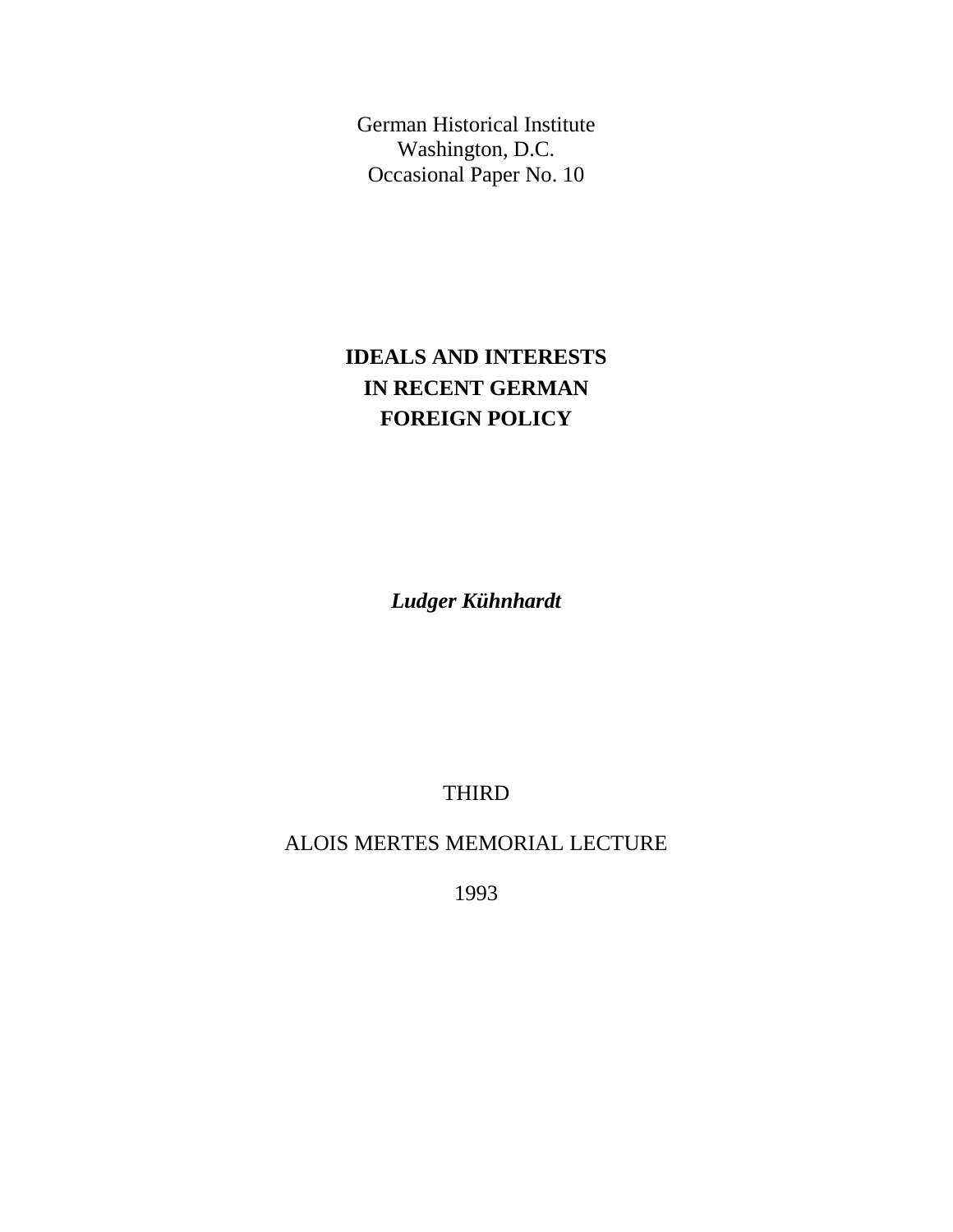German Historical Institute
Washington, D.C.
Occasional Paper No. 10

# IDEALS AND INTERESTS IN RECENT GERMAN FOREIGN POLICY

***Ludger Kühnhardt***

THIRD

ALOIS MERTES MEMORIAL LECTURE

1993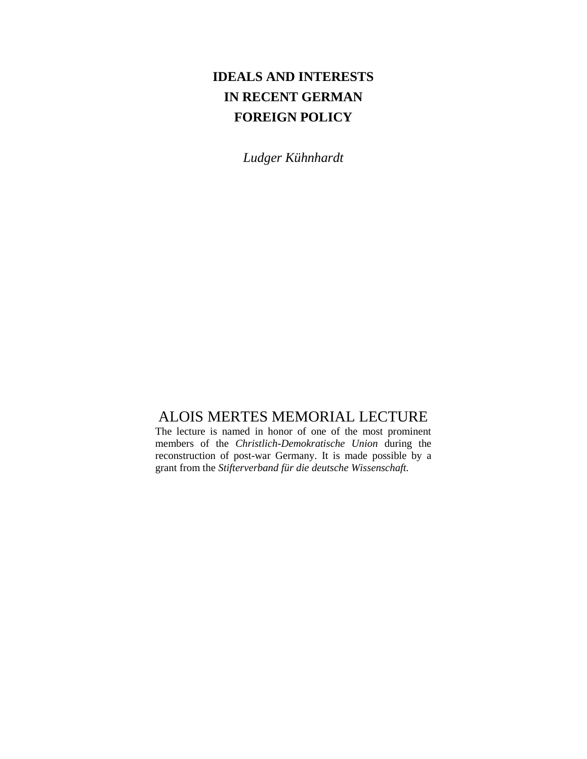# IDEALS AND INTERESTS IN RECENT GERMAN FOREIGN POLICY

*Ludger Kühnhardt*

## ALOIS MERTES MEMORIAL LECTURE

The lecture is named in honor of one of the most prominent members of the *Christlich-Demokratische Union* during the reconstruction of post-war Germany. It is made possible by a grant from the *Stifterverband für die deutsche Wissenschaft.*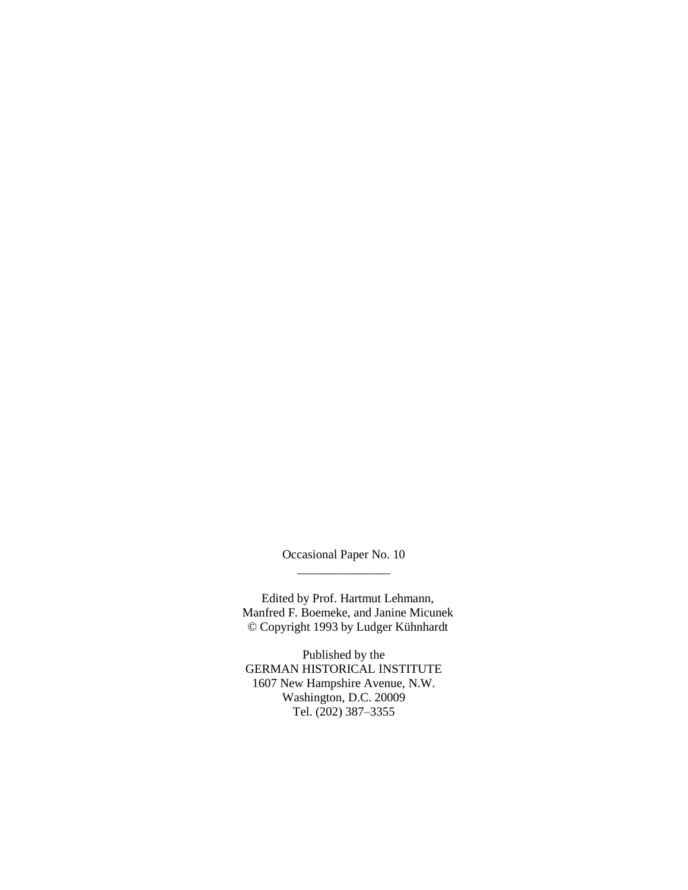Occasional Paper No. 10

_______________

Edited by Prof. Hartmut Lehmann,
Manfred F. Boemeke, and Janine Micunek
© Copyright 1993 by Ludger Kühnhardt

Published by the
GERMAN HISTORICAL INSTITUTE
1607 New Hampshire Avenue, N.W.
Washington, D.C. 20009
Tel. (202) 387–3355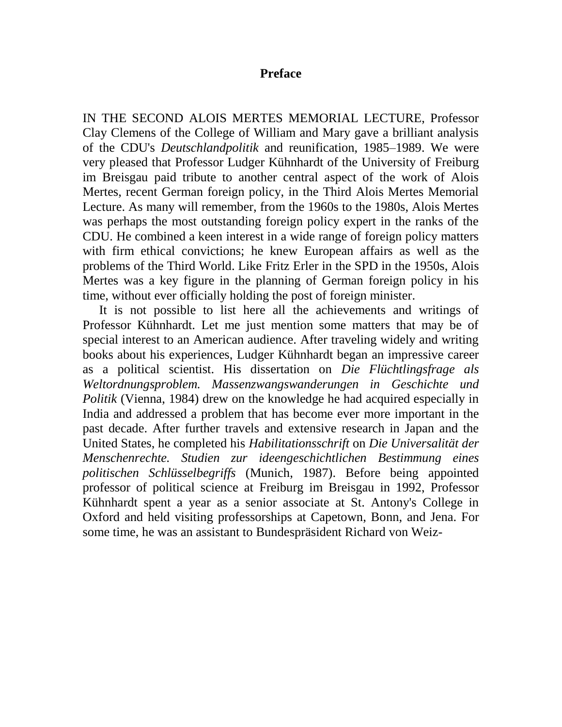## Preface

IN THE SECOND ALOIS MERTES MEMORIAL LECTURE, Professor Clay Clemens of the College of William and Mary gave a brilliant analysis of the CDU's *Deutschlandpolitik* and reunification, 1985–1989. We were very pleased that Professor Ludger Kühnhardt of the University of Freiburg im Breisgau paid tribute to another central aspect of the work of Alois Mertes, recent German foreign policy, in the Third Alois Mertes Memorial Lecture. As many will remember, from the 1960s to the 1980s, Alois Mertes was perhaps the most outstanding foreign policy expert in the ranks of the CDU. He combined a keen interest in a wide range of foreign policy matters with firm ethical convictions; he knew European affairs as well as the problems of the Third World. Like Fritz Erler in the SPD in the 1950s, Alois Mertes was a key figure in the planning of German foreign policy in his time, without ever officially holding the post of foreign minister.

It is not possible to list here all the achievements and writings of Professor Kühnhardt. Let me just mention some matters that may be of special interest to an American audience. After traveling widely and writing books about his experiences, Ludger Kühnhardt began an impressive career as a political scientist. His dissertation on *Die Flüchtlingsfrage als Weltordnungsproblem. Massenzwangswanderungen in Geschichte und Politik* (Vienna, 1984) drew on the knowledge he had acquired especially in India and addressed a problem that has become ever more important in the past decade. After further travels and extensive research in Japan and the United States, he completed his *Habilitationsschrift* on *Die Universalität der Menschenrechte. Studien zur ideengeschichtlichen Bestimmung eines politischen Schlüsselbegriffs* (Munich, 1987). Before being appointed professor of political science at Freiburg im Breisgau in 1992, Professor Kühnhardt spent a year as a senior associate at St. Antony's College in Oxford and held visiting professorships at Capetown, Bonn, and Jena. For some time, he was an assistant to Bundespräsident Richard von Weiz-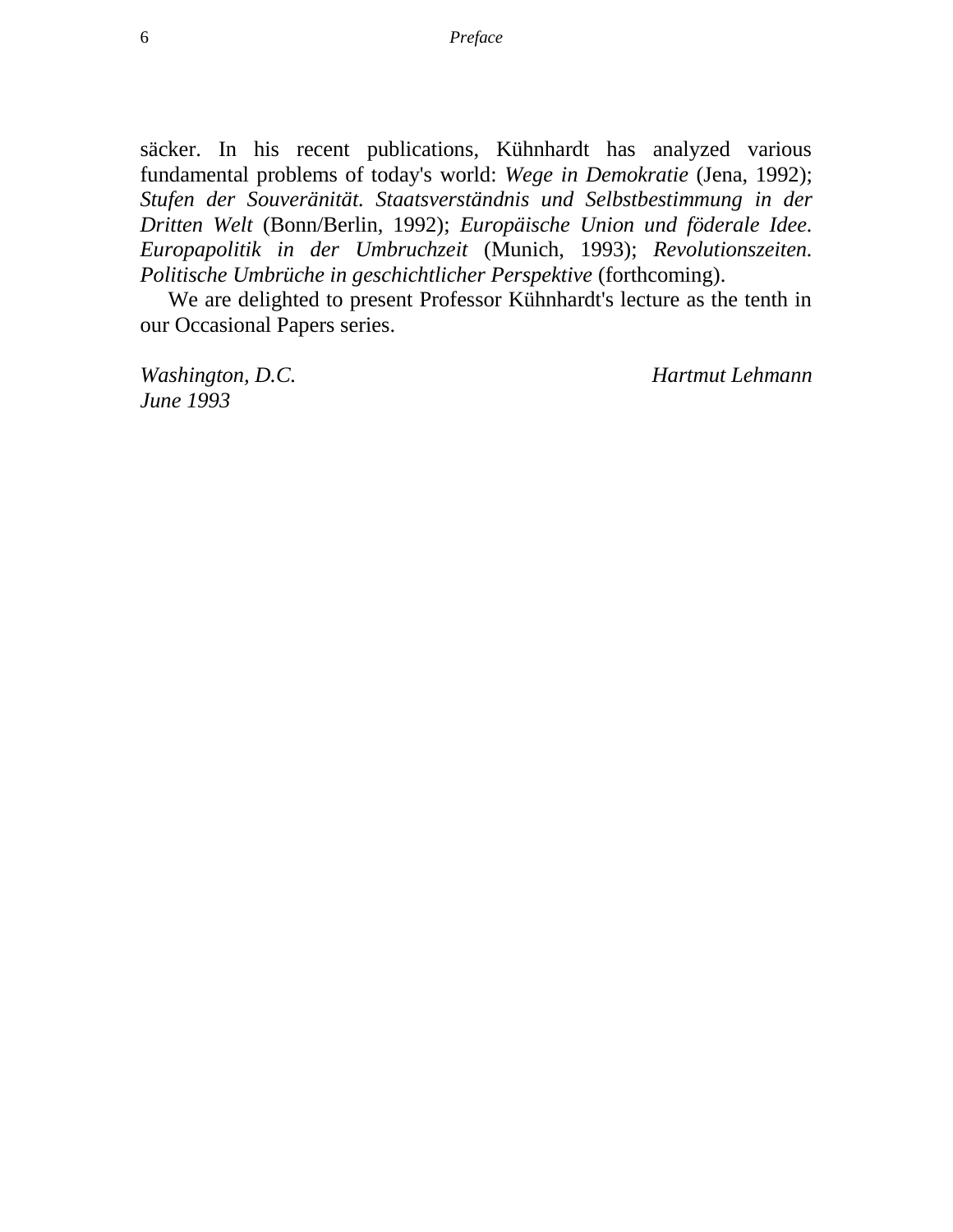säcker. In his recent publications, Kühnhardt has analyzed various fundamental problems of today's world: *Wege in Demokratie* (Jena, 1992); *Stufen der Souveränität. Staatsverständnis und Selbstbestimmung in der Dritten Welt* (Bonn/Berlin, 1992); *Europäische Union und föderale Idee. Europapolitik in der Umbruchzeit* (Munich, 1993); *Revolutionszeiten. Politische Umbrüche in geschichtlicher Perspektive* (forthcoming).

We are delighted to present Professor Kühnhardt's lecture as the tenth in our Occasional Papers series.

*Washington, D.C.* *Hartmut Lehmann*
*June 1993*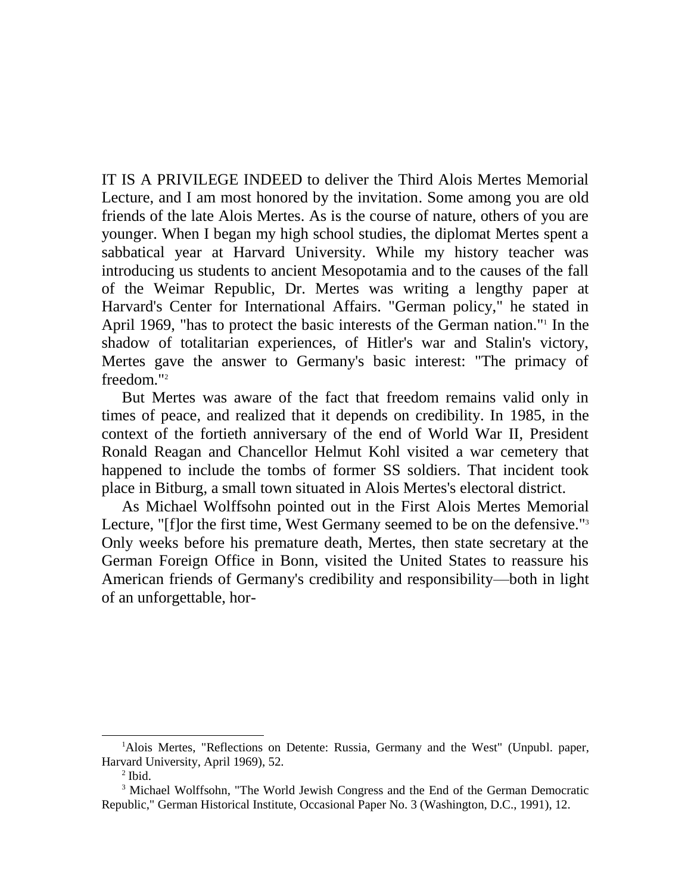IT IS A PRIVILEGE INDEED to deliver the Third Alois Mertes Memorial Lecture, and I am most honored by the invitation. Some among you are old friends of the late Alois Mertes. As is the course of nature, others of you are younger. When I began my high school studies, the diplomat Mertes spent a sabbatical year at Harvard University. While my history teacher was introducing us students to ancient Mesopotamia and to the causes of the fall of the Weimar Republic, Dr. Mertes was writing a lengthy paper at Harvard's Center for International Affairs. "German policy," he stated in April 1969, "has to protect the basic interests of the German nation."[1] In the shadow of totalitarian experiences, of Hitler's war and Stalin's victory, Mertes gave the answer to Germany's basic interest: "The primacy of freedom."[2]

But Mertes was aware of the fact that freedom remains valid only in times of peace, and realized that it depends on credibility. In 1985, in the context of the fortieth anniversary of the end of World War II, President Ronald Reagan and Chancellor Helmut Kohl visited a war cemetery that happened to include the tombs of former SS soldiers. That incident took place in Bitburg, a small town situated in Alois Mertes's electoral district.

As Michael Wolffsohn pointed out in the First Alois Mertes Memorial Lecture, "[f]or the first time, West Germany seemed to be on the defensive."[3] Only weeks before his premature death, Mertes, then state secretary at the German Foreign Office in Bonn, visited the United States to reassure his American friends of Germany's credibility and responsibility—both in light of an unforgettable, hor-

---

[1] Alois Mertes, "Reflections on Detente: Russia, Germany and the West" (Unpubl. paper, Harvard University, April 1969), 52.

[2] Ibid.

[3] Michael Wolffsohn, "The World Jewish Congress and the End of the German Democratic Republic," German Historical Institute, Occasional Paper No. 3 (Washington, D.C., 1991), 12.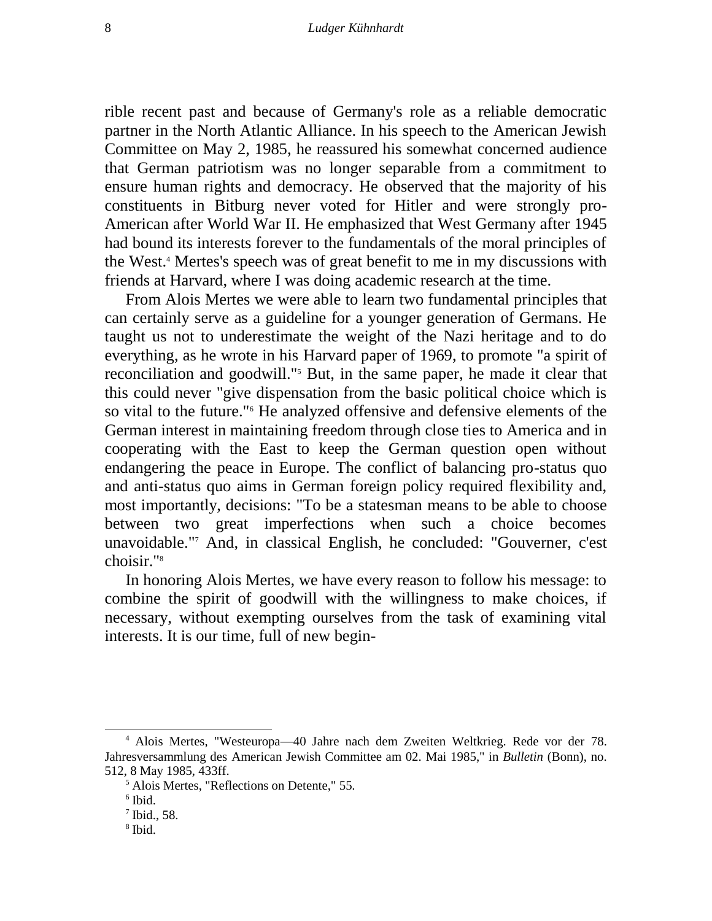rible recent past and because of Germany's role as a reliable democratic partner in the North Atlantic Alliance. In his speech to the American Jewish Committee on May 2, 1985, he reassured his somewhat concerned audience that German patriotism was no longer separable from a commitment to ensure human rights and democracy. He observed that the majority of his constituents in Bitburg never voted for Hitler and were strongly pro-American after World War II. He emphasized that West Germany after 1945 had bound its interests forever to the fundamentals of the moral principles of the West.[4] Mertes's speech was of great benefit to me in my discussions with friends at Harvard, where I was doing academic research at the time.

From Alois Mertes we were able to learn two fundamental principles that can certainly serve as a guideline for a younger generation of Germans. He taught us not to underestimate the weight of the Nazi heritage and to do everything, as he wrote in his Harvard paper of 1969, to promote "a spirit of reconciliation and goodwill."[5] But, in the same paper, he made it clear that this could never "give dispensation from the basic political choice which is so vital to the future."[6] He analyzed offensive and defensive elements of the German interest in maintaining freedom through close ties to America and in cooperating with the East to keep the German question open without endangering the peace in Europe. The conflict of balancing pro-status quo and anti-status quo aims in German foreign policy required flexibility and, most importantly, decisions: "To be a statesman means to be able to choose between two great imperfections when such a choice becomes unavoidable."[7] And, in classical English, he concluded: "Gouverner, c'est choisir."[8]

In honoring Alois Mertes, we have every reason to follow his message: to combine the spirit of goodwill with the willingness to make choices, if necessary, without exempting ourselves from the task of examining vital interests. It is our time, full of new begin-

---

[4] Alois Mertes, "Westeuropa—40 Jahre nach dem Zweiten Weltkrieg. Rede vor der 78. Jahresversammlung des American Jewish Committee am 02. Mai 1985," in *Bulletin* (Bonn), no. 512, 8 May 1985, 433ff.

[5] Alois Mertes, "Reflections on Detente," 55.

[6] Ibid.

[7] Ibid., 58.

[8] Ibid.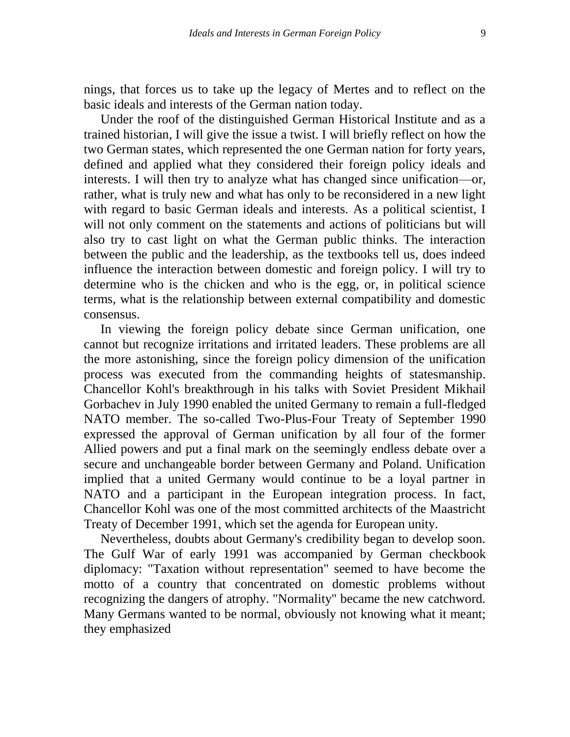nings, that forces us to take up the legacy of Mertes and to reflect on the basic ideals and interests of the German nation today.

Under the roof of the distinguished German Historical Institute and as a trained historian, I will give the issue a twist. I will briefly reflect on how the two German states, which represented the one German nation for forty years, defined and applied what they considered their foreign policy ideals and interests. I will then try to analyze what has changed since unification—or, rather, what is truly new and what has only to be reconsidered in a new light with regard to basic German ideals and interests. As a political scientist, I will not only comment on the statements and actions of politicians but will also try to cast light on what the German public thinks. The interaction between the public and the leadership, as the textbooks tell us, does indeed influence the interaction between domestic and foreign policy. I will try to determine who is the chicken and who is the egg, or, in political science terms, what is the relationship between external compatibility and domestic consensus.

In viewing the foreign policy debate since German unification, one cannot but recognize irritations and irritated leaders. These problems are all the more astonishing, since the foreign policy dimension of the unification process was executed from the commanding heights of statesmanship. Chancellor Kohl's breakthrough in his talks with Soviet President Mikhail Gorbachev in July 1990 enabled the united Germany to remain a full-fledged NATO member. The so-called Two-Plus-Four Treaty of September 1990 expressed the approval of German unification by all four of the former Allied powers and put a final mark on the seemingly endless debate over a secure and unchangeable border between Germany and Poland. Unification implied that a united Germany would continue to be a loyal partner in NATO and a participant in the European integration process. In fact, Chancellor Kohl was one of the most committed architects of the Maastricht Treaty of December 1991, which set the agenda for European unity.

Nevertheless, doubts about Germany's credibility began to develop soon. The Gulf War of early 1991 was accompanied by German checkbook diplomacy: "Taxation without representation" seemed to have become the motto of a country that concentrated on domestic problems without recognizing the dangers of atrophy. "Normality" became the new catchword. Many Germans wanted to be normal, obviously not knowing what it meant; they emphasized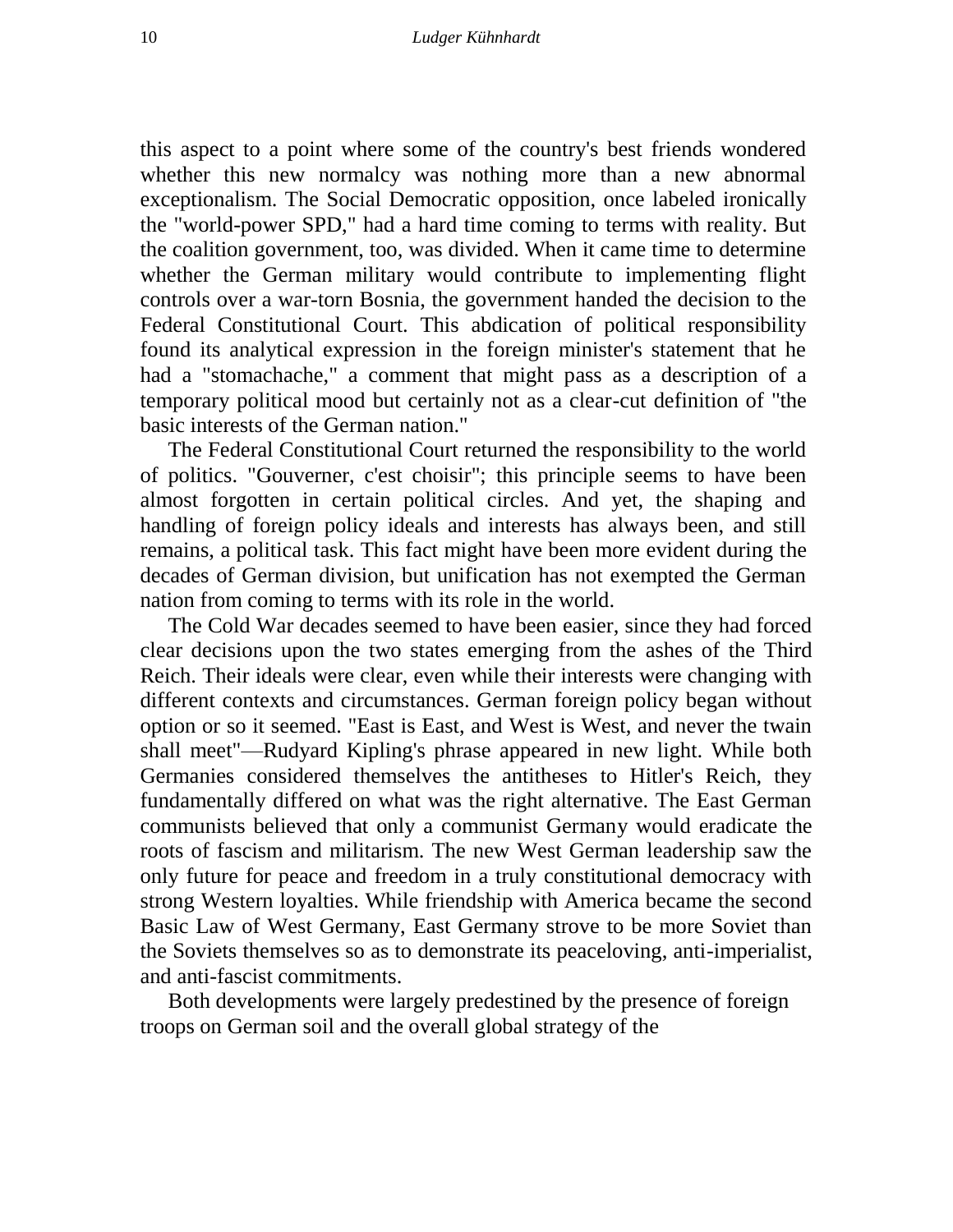this aspect to a point where some of the country's best friends wondered whether this new normalcy was nothing more than a new abnormal exceptionalism. The Social Democratic opposition, once labeled ironically the "world-power SPD," had a hard time coming to terms with reality. But the coalition government, too, was divided. When it came time to determine whether the German military would contribute to implementing flight controls over a war-torn Bosnia, the government handed the decision to the Federal Constitutional Court. This abdication of political responsibility found its analytical expression in the foreign minister's statement that he had a "stomachache," a comment that might pass as a description of a temporary political mood but certainly not as a clear-cut definition of "the basic interests of the German nation."

The Federal Constitutional Court returned the responsibility to the world of politics. "Gouverner, c'est choisir"; this principle seems to have been almost forgotten in certain political circles. And yet, the shaping and handling of foreign policy ideals and interests has always been, and still remains, a political task. This fact might have been more evident during the decades of German division, but unification has not exempted the German nation from coming to terms with its role in the world.

The Cold War decades seemed to have been easier, since they had forced clear decisions upon the two states emerging from the ashes of the Third Reich. Their ideals were clear, even while their interests were changing with different contexts and circumstances. German foreign policy began without option or so it seemed. "East is East, and West is West, and never the twain shall meet"—Rudyard Kipling's phrase appeared in new light. While both Germanies considered themselves the antitheses to Hitler's Reich, they fundamentally differed on what was the right alternative. The East German communists believed that only a communist Germany would eradicate the roots of fascism and militarism. The new West German leadership saw the only future for peace and freedom in a truly constitutional democracy with strong Western loyalties. While friendship with America became the second Basic Law of West Germany, East Germany strove to be more Soviet than the Soviets themselves so as to demonstrate its peaceloving, anti-imperialist, and anti-fascist commitments.

Both developments were largely predestined by the presence of foreign troops on German soil and the overall global strategy of the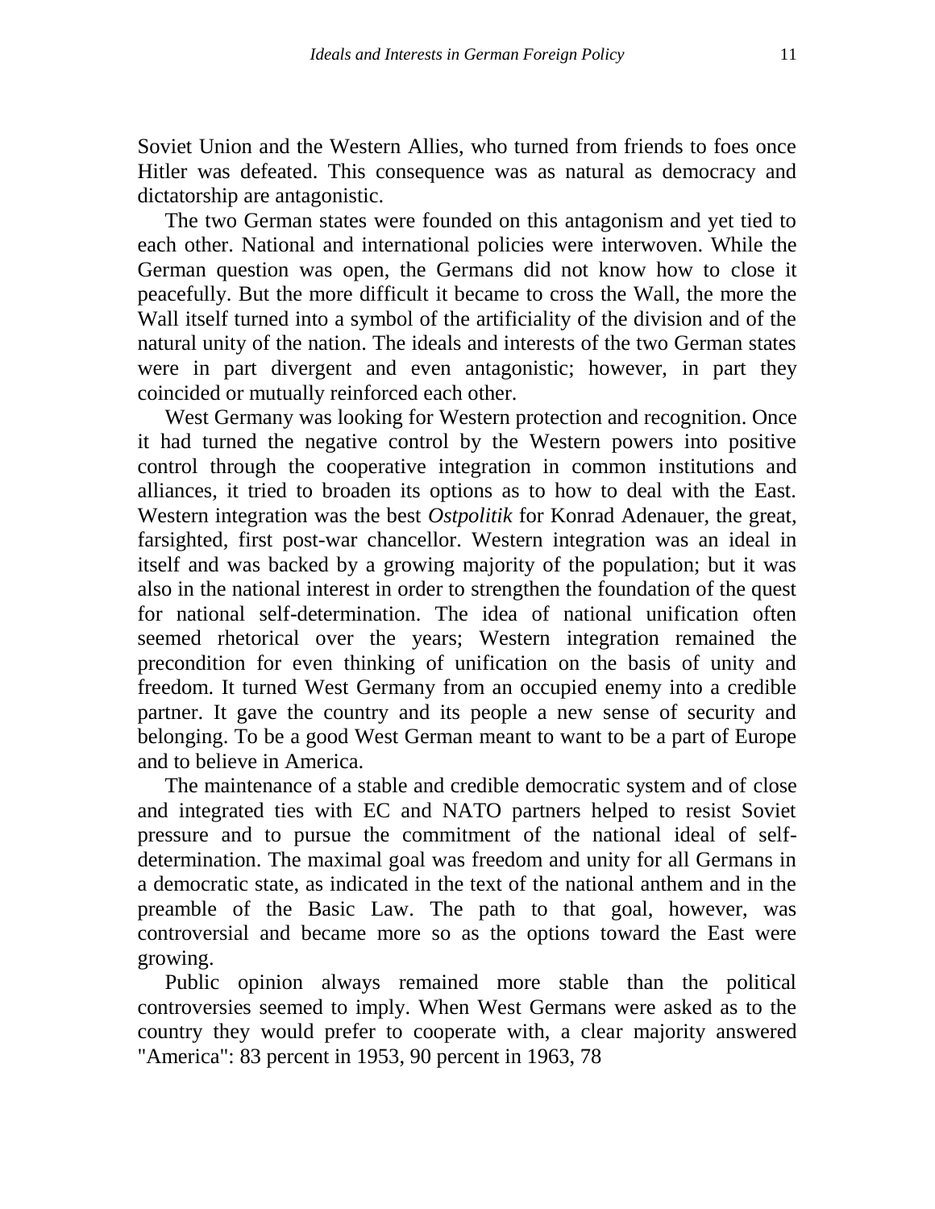Soviet Union and the Western Allies, who turned from friends to foes once Hitler was defeated. This consequence was as natural as democracy and dictatorship are antagonistic.

The two German states were founded on this antagonism and yet tied to each other. National and international policies were interwoven. While the German question was open, the Germans did not know how to close it peacefully. But the more difficult it became to cross the Wall, the more the Wall itself turned into a symbol of the artificiality of the division and of the natural unity of the nation. The ideals and interests of the two German states were in part divergent and even antagonistic; however, in part they coincided or mutually reinforced each other.

West Germany was looking for Western protection and recognition. Once it had turned the negative control by the Western powers into positive control through the cooperative integration in common institutions and alliances, it tried to broaden its options as to how to deal with the East. Western integration was the best *Ostpolitik* for Konrad Adenauer, the great, farsighted, first post-war chancellor. Western integration was an ideal in itself and was backed by a growing majority of the population; but it was also in the national interest in order to strengthen the foundation of the quest for national self-determination. The idea of national unification often seemed rhetorical over the years; Western integration remained the precondition for even thinking of unification on the basis of unity and freedom. It turned West Germany from an occupied enemy into a credible partner. It gave the country and its people a new sense of security and belonging. To be a good West German meant to want to be a part of Europe and to believe in America.

The maintenance of a stable and credible democratic system and of close and integrated ties with EC and NATO partners helped to resist Soviet pressure and to pursue the commitment of the national ideal of self-determination. The maximal goal was freedom and unity for all Germans in a democratic state, as indicated in the text of the national anthem and in the preamble of the Basic Law. The path to that goal, however, was controversial and became more so as the options toward the East were growing.

Public opinion always remained more stable than the political controversies seemed to imply. When West Germans were asked as to the country they would prefer to cooperate with, a clear majority answered "America": 83 percent in 1953, 90 percent in 1963, 78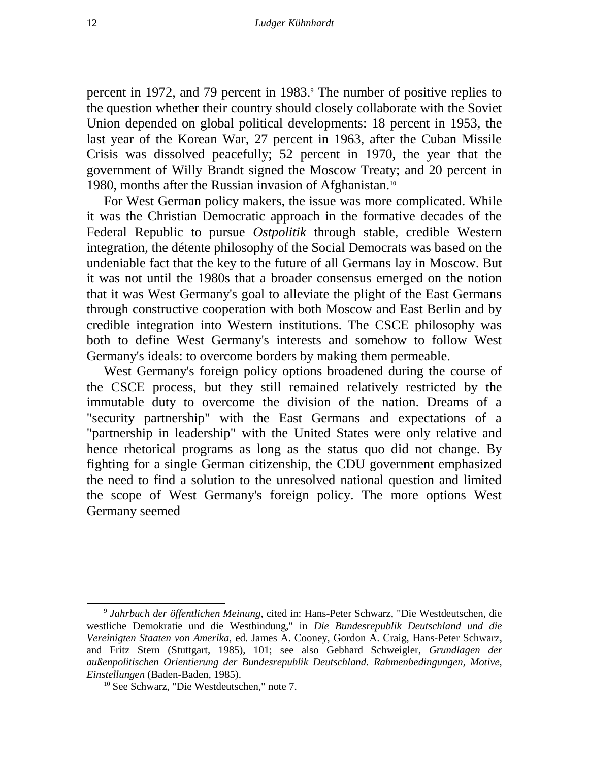percent in 1972, and 79 percent in 1983.[9] The number of positive replies to the question whether their country should closely collaborate with the Soviet Union depended on global political developments: 18 percent in 1953, the last year of the Korean War, 27 percent in 1963, after the Cuban Missile Crisis was dissolved peacefully; 52 percent in 1970, the year that the government of Willy Brandt signed the Moscow Treaty; and 20 percent in 1980, months after the Russian invasion of Afghanistan.[10]

For West German policy makers, the issue was more complicated. While it was the Christian Democratic approach in the formative decades of the Federal Republic to pursue *Ostpolitik* through stable, credible Western integration, the détente philosophy of the Social Democrats was based on the undeniable fact that the key to the future of all Germans lay in Moscow. But it was not until the 1980s that a broader consensus emerged on the notion that it was West Germany's goal to alleviate the plight of the East Germans through constructive cooperation with both Moscow and East Berlin and by credible integration into Western institutions. The CSCE philosophy was both to define West Germany's interests and somehow to follow West Germany's ideals: to overcome borders by making them permeable.

West Germany's foreign policy options broadened during the course of the CSCE process, but they still remained relatively restricted by the immutable duty to overcome the division of the nation. Dreams of a "security partnership" with the East Germans and expectations of a "partnership in leadership" with the United States were only relative and hence rhetorical programs as long as the status quo did not change. By fighting for a single German citizenship, the CDU government emphasized the need to find a solution to the unresolved national question and limited the scope of West Germany's foreign policy. The more options West Germany seemed

---

[9] *Jahrbuch der öffentlichen Meinung*, cited in: Hans-Peter Schwarz, "Die Westdeutschen, die westliche Demokratie und die Westbindung," in *Die Bundesrepublik Deutschland und die Vereinigten Staaten von Amerika*, ed. James A. Cooney, Gordon A. Craig, Hans-Peter Schwarz, and Fritz Stern (Stuttgart, 1985), 101; see also Gebhard Schweigler, *Grundlagen der außenpolitischen Orientierung der Bundesrepublik Deutschland. Rahmenbedingungen, Motive, Einstellungen* (Baden-Baden, 1985).

[10] See Schwarz, "Die Westdeutschen," note 7.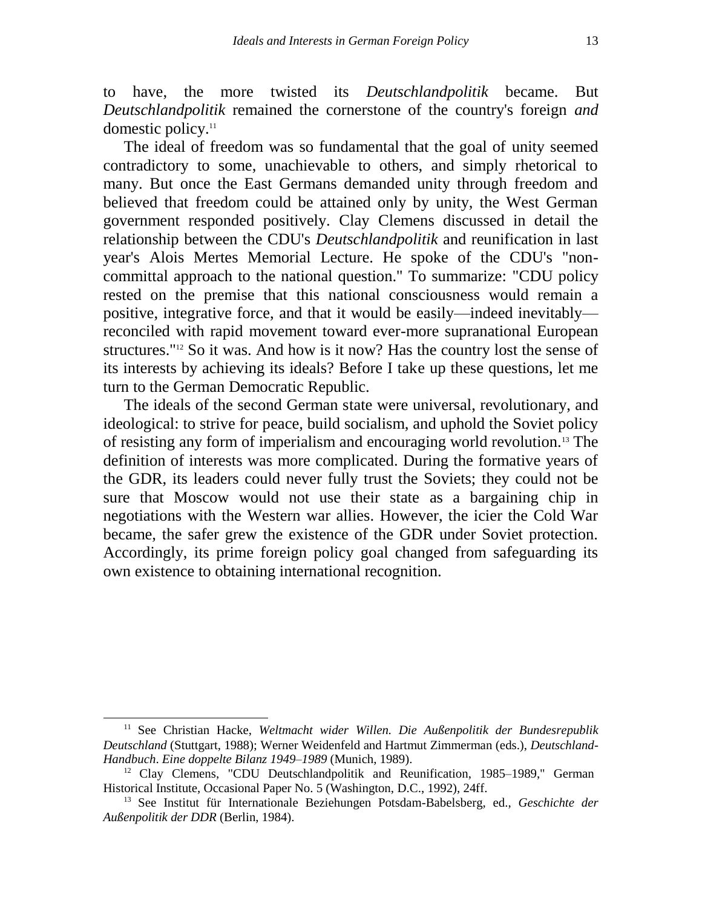to have, the more twisted its *Deutschlandpolitik* became. But *Deutschlandpolitik* remained the cornerstone of the country's foreign *and* domestic policy.[11]

The ideal of freedom was so fundamental that the goal of unity seemed contradictory to some, unachievable to others, and simply rhetorical to many. But once the East Germans demanded unity through freedom and believed that freedom could be attained only by unity, the West German government responded positively. Clay Clemens discussed in detail the relationship between the CDU's *Deutschlandpolitik* and reunification in last year's Alois Mertes Memorial Lecture. He spoke of the CDU's "non-committal approach to the national question." To summarize: "CDU policy rested on the premise that this national consciousness would remain a positive, integrative force, and that it would be easily—indeed inevitably—reconciled with rapid movement toward ever-more supranational European structures."[12] So it was. And how is it now? Has the country lost the sense of its interests by achieving its ideals? Before I take up these questions, let me turn to the German Democratic Republic.

The ideals of the second German state were universal, revolutionary, and ideological: to strive for peace, build socialism, and uphold the Soviet policy of resisting any form of imperialism and encouraging world revolution.[13] The definition of interests was more complicated. During the formative years of the GDR, its leaders could never fully trust the Soviets; they could not be sure that Moscow would not use their state as a bargaining chip in negotiations with the Western war allies. However, the icier the Cold War became, the safer grew the existence of the GDR under Soviet protection. Accordingly, its prime foreign policy goal changed from safeguarding its own existence to obtaining international recognition.

---

[11] See Christian Hacke, *Weltmacht wider Willen. Die Außenpolitik der Bundesrepublik Deutschland* (Stuttgart, 1988); Werner Weidenfeld and Hartmut Zimmerman (eds.), *Deutschland-Handbuch. Eine doppelte Bilanz 1949–1989* (Munich, 1989).

[12] Clay Clemens, "CDU Deutschlandpolitik and Reunification, 1985–1989," German Historical Institute, Occasional Paper No. 5 (Washington, D.C., 1992), 24ff.

[13] See Institut für Internationale Beziehungen Potsdam-Babelsberg, ed., *Geschichte der Außenpolitik der DDR* (Berlin, 1984).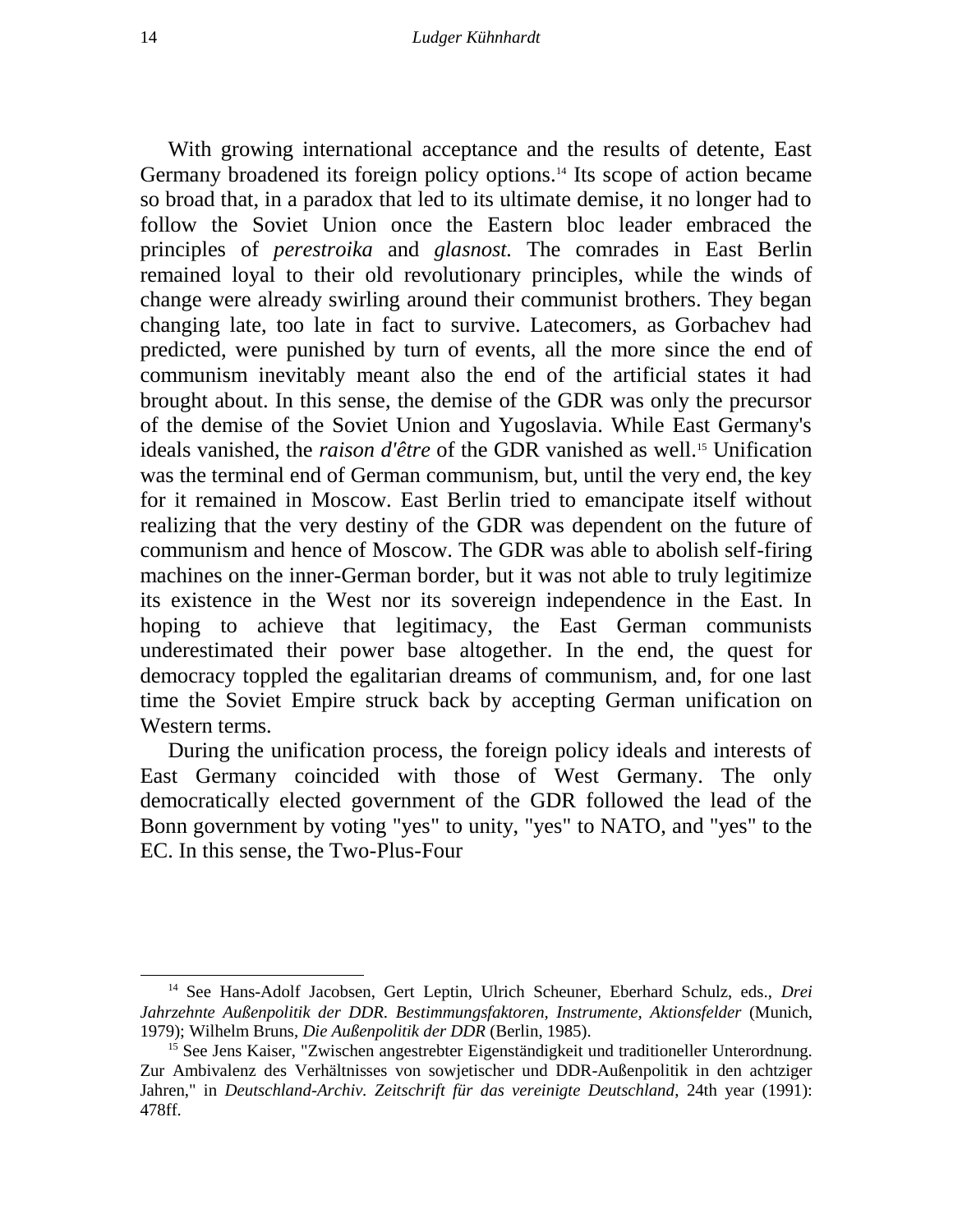With growing international acceptance and the results of detente, East Germany broadened its foreign policy options.[14] Its scope of action became so broad that, in a paradox that led to its ultimate demise, it no longer had to follow the Soviet Union once the Eastern bloc leader embraced the principles of *perestroika* and *glasnost.* The comrades in East Berlin remained loyal to their old revolutionary principles, while the winds of change were already swirling around their communist brothers. They began changing late, too late in fact to survive. Latecomers, as Gorbachev had predicted, were punished by turn of events, all the more since the end of communism inevitably meant also the end of the artificial states it had brought about. In this sense, the demise of the GDR was only the precursor of the demise of the Soviet Union and Yugoslavia. While East Germany's ideals vanished, the *raison d'être* of the GDR vanished as well.[15] Unification was the terminal end of German communism, but, until the very end, the key for it remained in Moscow. East Berlin tried to emancipate itself without realizing that the very destiny of the GDR was dependent on the future of communism and hence of Moscow. The GDR was able to abolish self-firing machines on the inner-German border, but it was not able to truly legitimize its existence in the West nor its sovereign independence in the East. In hoping to achieve that legitimacy, the East German communists underestimated their power base altogether. In the end, the quest for democracy toppled the egalitarian dreams of communism, and, for one last time the Soviet Empire struck back by accepting German unification on Western terms.

During the unification process, the foreign policy ideals and interests of East Germany coincided with those of West Germany. The only democratically elected government of the GDR followed the lead of the Bonn government by voting "yes" to unity, "yes" to NATO, and "yes" to the EC. In this sense, the Two-Plus-Four

---

[14] See Hans-Adolf Jacobsen, Gert Leptin, Ulrich Scheuner, Eberhard Schulz, eds., *Drei Jahrzehnte Außenpolitik der DDR. Bestimmungsfaktoren, Instrumente, Aktionsfelder* (Munich, 1979); Wilhelm Bruns, *Die Außenpolitik der DDR* (Berlin, 1985).

[15] See Jens Kaiser, "Zwischen angestrebter Eigenständigkeit und traditioneller Unterordnung. Zur Ambivalenz des Verhältnisses von sowjetischer und DDR-Außenpolitik in den achtziger Jahren," in *Deutschland-Archiv. Zeitschrift für das vereinigte Deutschland*, 24th year (1991): 478ff.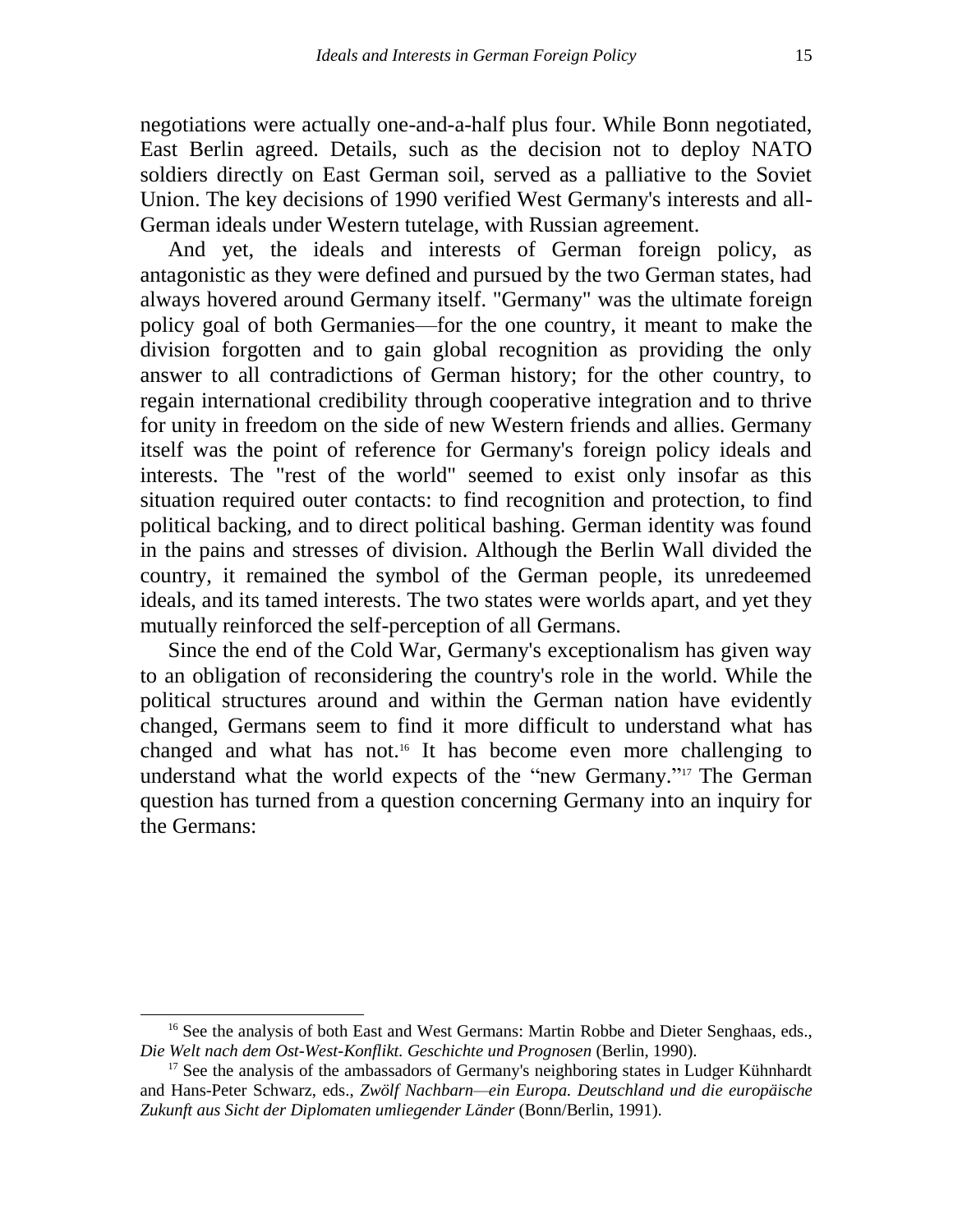negotiations were actually one-and-a-half plus four. While Bonn negotiated, East Berlin agreed. Details, such as the decision not to deploy NATO soldiers directly on East German soil, served as a palliative to the Soviet Union. The key decisions of 1990 verified West Germany's interests and all-German ideals under Western tutelage, with Russian agreement.

And yet, the ideals and interests of German foreign policy, as antagonistic as they were defined and pursued by the two German states, had always hovered around Germany itself. "Germany" was the ultimate foreign policy goal of both Germanies—for the one country, it meant to make the division forgotten and to gain global recognition as providing the only answer to all contradictions of German history; for the other country, to regain international credibility through cooperative integration and to thrive for unity in freedom on the side of new Western friends and allies. Germany itself was the point of reference for Germany's foreign policy ideals and interests. The "rest of the world" seemed to exist only insofar as this situation required outer contacts: to find recognition and protection, to find political backing, and to direct political bashing. German identity was found in the pains and stresses of division. Although the Berlin Wall divided the country, it remained the symbol of the German people, its unredeemed ideals, and its tamed interests. The two states were worlds apart, and yet they mutually reinforced the self-perception of all Germans.

Since the end of the Cold War, Germany's exceptionalism has given way to an obligation of reconsidering the country's role in the world. While the political structures around and within the German nation have evidently changed, Germans seem to find it more difficult to understand what has changed and what has not.[16] It has become even more challenging to understand what the world expects of the "new Germany."[17] The German question has turned from a question concerning Germany into an inquiry for the Germans:

---

[16] See the analysis of both East and West Germans: Martin Robbe and Dieter Senghaas, eds., *Die Welt nach dem Ost-West-Konflikt. Geschichte und Prognosen* (Berlin, 1990).

[17] See the analysis of the ambassadors of Germany's neighboring states in Ludger Kühnhardt and Hans-Peter Schwarz, eds., *Zwölf Nachbarn—ein Europa. Deutschland und die europäische Zukunft aus Sicht der Diplomaten umliegender Länder* (Bonn/Berlin, 1991).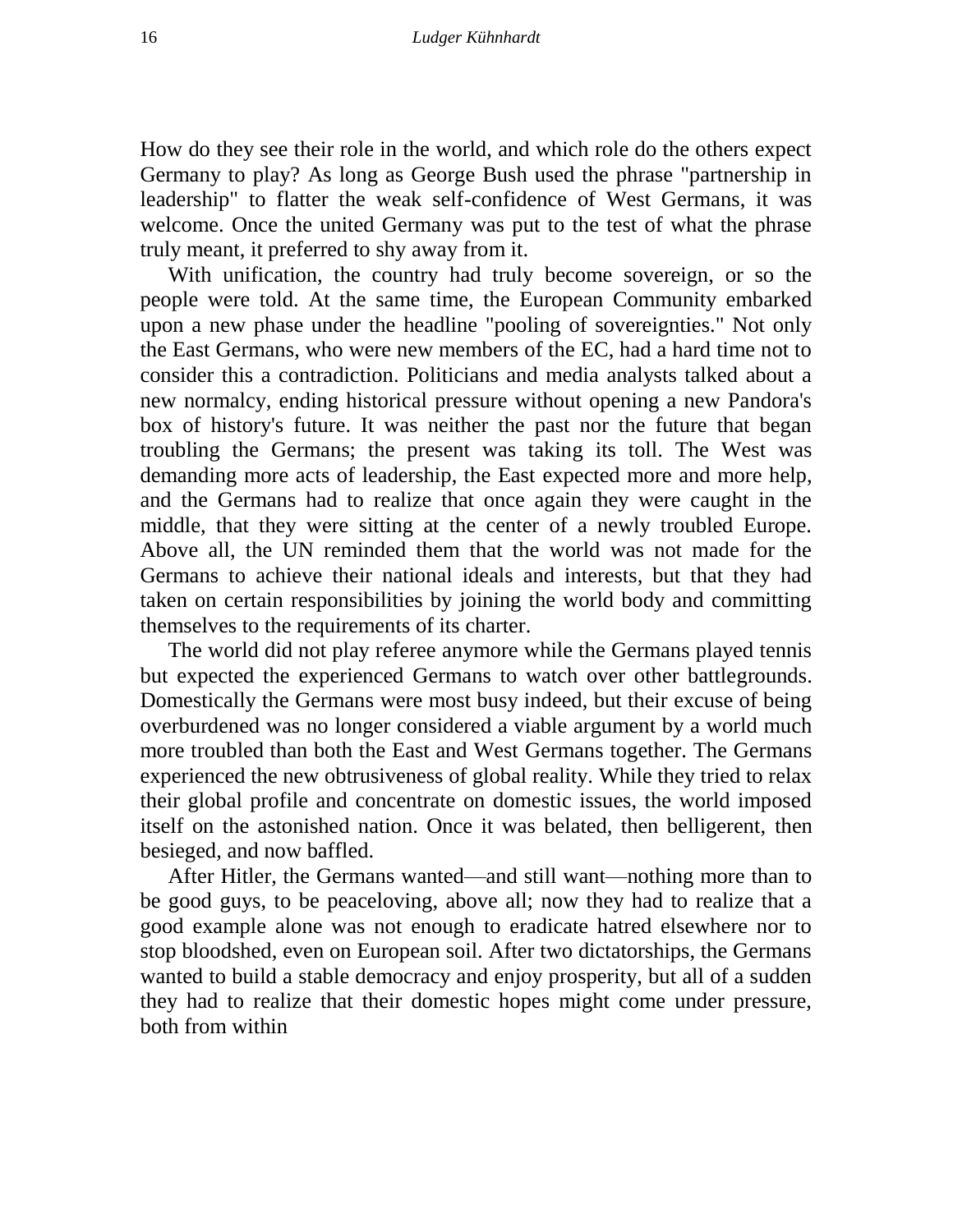How do they see their role in the world, and which role do the others expect Germany to play? As long as George Bush used the phrase "partnership in leadership" to flatter the weak self-confidence of West Germans, it was welcome. Once the united Germany was put to the test of what the phrase truly meant, it preferred to shy away from it.

With unification, the country had truly become sovereign, or so the people were told. At the same time, the European Community embarked upon a new phase under the headline "pooling of sovereignties." Not only the East Germans, who were new members of the EC, had a hard time not to consider this a contradiction. Politicians and media analysts talked about a new normalcy, ending historical pressure without opening a new Pandora's box of history's future. It was neither the past nor the future that began troubling the Germans; the present was taking its toll. The West was demanding more acts of leadership, the East expected more and more help, and the Germans had to realize that once again they were caught in the middle, that they were sitting at the center of a newly troubled Europe. Above all, the UN reminded them that the world was not made for the Germans to achieve their national ideals and interests, but that they had taken on certain responsibilities by joining the world body and committing themselves to the requirements of its charter.

The world did not play referee anymore while the Germans played tennis but expected the experienced Germans to watch over other battlegrounds. Domestically the Germans were most busy indeed, but their excuse of being overburdened was no longer considered a viable argument by a world much more troubled than both the East and West Germans together. The Germans experienced the new obtrusiveness of global reality. While they tried to relax their global profile and concentrate on domestic issues, the world imposed itself on the astonished nation. Once it was belated, then belligerent, then besieged, and now baffled.

After Hitler, the Germans wanted—and still want—nothing more than to be good guys, to be peaceloving, above all; now they had to realize that a good example alone was not enough to eradicate hatred elsewhere nor to stop bloodshed, even on European soil. After two dictatorships, the Germans wanted to build a stable democracy and enjoy prosperity, but all of a sudden they had to realize that their domestic hopes might come under pressure, both from within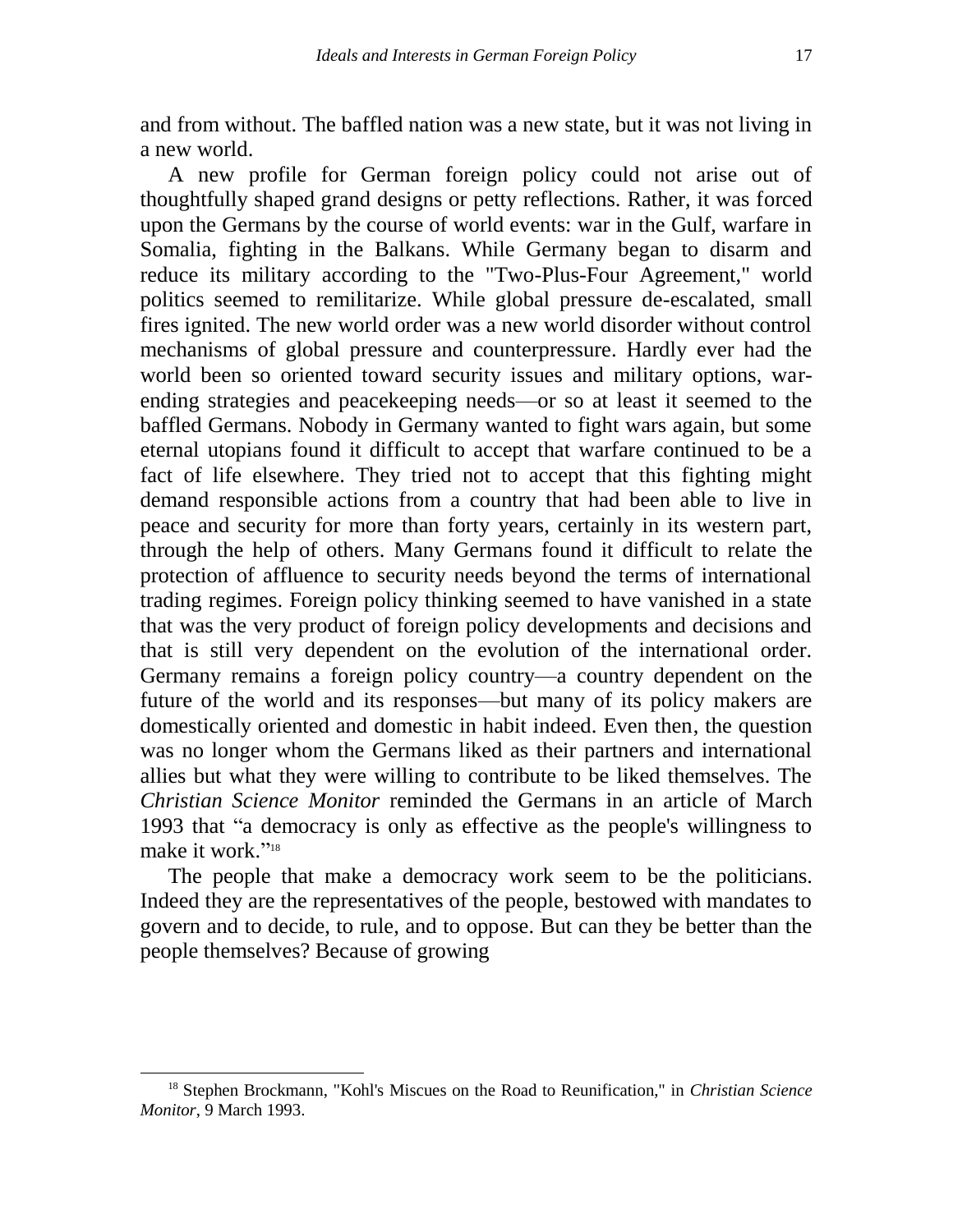and from without. The baffled nation was a new state, but it was not living in a new world.

A new profile for German foreign policy could not arise out of thoughtfully shaped grand designs or petty reflections. Rather, it was forced upon the Germans by the course of world events: war in the Gulf, warfare in Somalia, fighting in the Balkans. While Germany began to disarm and reduce its military according to the "Two-Plus-Four Agreement," world politics seemed to remilitarize. While global pressure de-escalated, small fires ignited. The new world order was a new world disorder without control mechanisms of global pressure and counterpressure. Hardly ever had the world been so oriented toward security issues and military options, war-ending strategies and peacekeeping needs—or so at least it seemed to the baffled Germans. Nobody in Germany wanted to fight wars again, but some eternal utopians found it difficult to accept that warfare continued to be a fact of life elsewhere. They tried not to accept that this fighting might demand responsible actions from a country that had been able to live in peace and security for more than forty years, certainly in its western part, through the help of others. Many Germans found it difficult to relate the protection of affluence to security needs beyond the terms of international trading regimes. Foreign policy thinking seemed to have vanished in a state that was the very product of foreign policy developments and decisions and that is still very dependent on the evolution of the international order. Germany remains a foreign policy country—a country dependent on the future of the world and its responses—but many of its policy makers are domestically oriented and domestic in habit indeed. Even then, the question was no longer whom the Germans liked as their partners and international allies but what they were willing to contribute to be liked themselves. The *Christian Science Monitor* reminded the Germans in an article of March 1993 that "a democracy is only as effective as the people's willingness to make it work."[18]

The people that make a democracy work seem to be the politicians. Indeed they are the representatives of the people, bestowed with mandates to govern and to decide, to rule, and to oppose. But can they be better than the people themselves? Because of growing

[18] Stephen Brockmann, "Kohl's Miscues on the Road to Reunification," in *Christian Science Monitor*, 9 March 1993.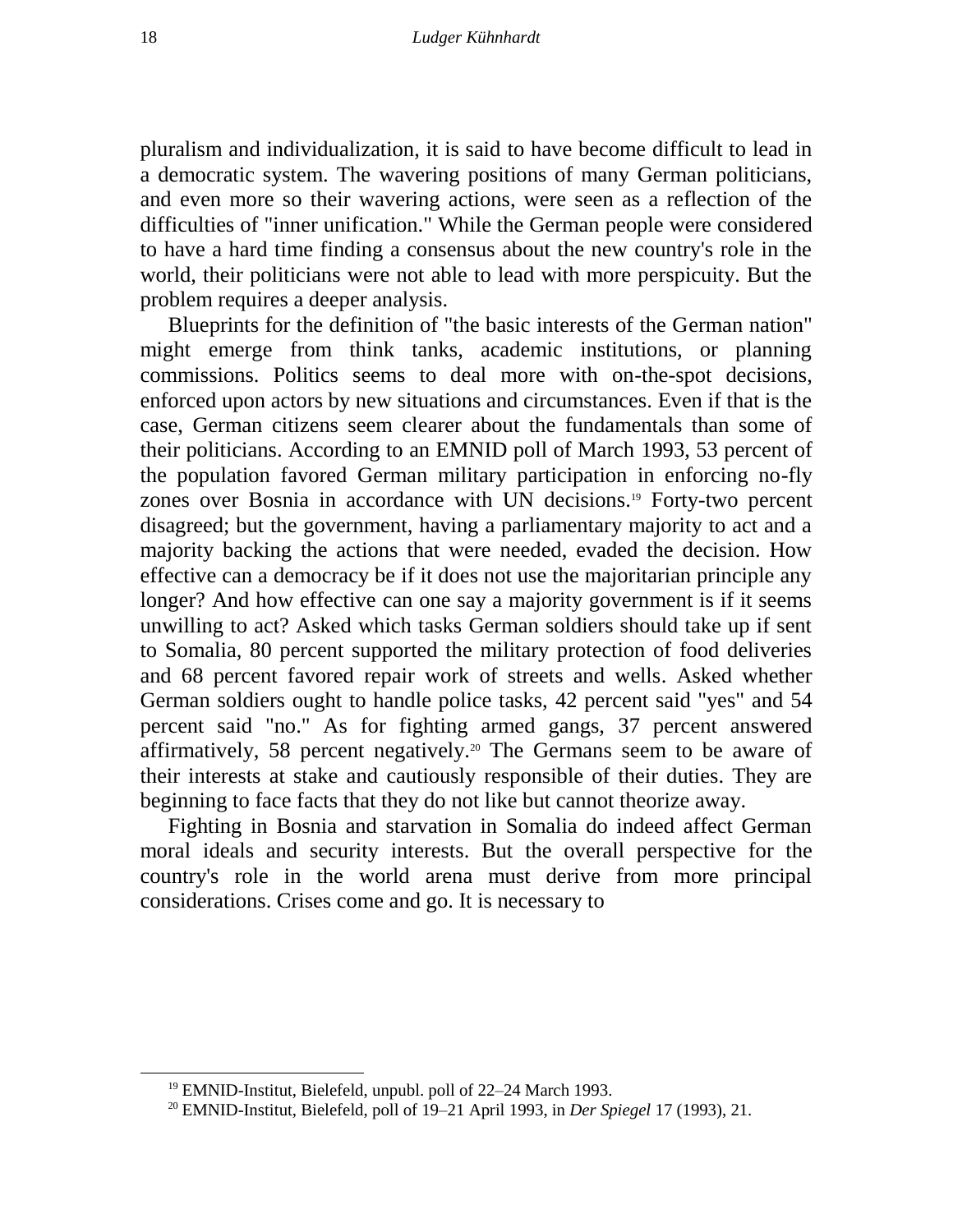pluralism and individualization, it is said to have become difficult to lead in a democratic system. The wavering positions of many German politicians, and even more so their wavering actions, were seen as a reflection of the difficulties of "inner unification." While the German people were considered to have a hard time finding a consensus about the new country's role in the world, their politicians were not able to lead with more perspicuity. But the problem requires a deeper analysis.

Blueprints for the definition of "the basic interests of the German nation" might emerge from think tanks, academic institutions, or planning commissions. Politics seems to deal more with on-the-spot decisions, enforced upon actors by new situations and circumstances. Even if that is the case, German citizens seem clearer about the fundamentals than some of their politicians. According to an EMNID poll of March 1993, 53 percent of the population favored German military participation in enforcing no-fly zones over Bosnia in accordance with UN decisions.[19] Forty-two percent disagreed; but the government, having a parliamentary majority to act and a majority backing the actions that were needed, evaded the decision. How effective can a democracy be if it does not use the majoritarian principle any longer? And how effective can one say a majority government is if it seems unwilling to act? Asked which tasks German soldiers should take up if sent to Somalia, 80 percent supported the military protection of food deliveries and 68 percent favored repair work of streets and wells. Asked whether German soldiers ought to handle police tasks, 42 percent said "yes" and 54 percent said "no." As for fighting armed gangs, 37 percent answered affirmatively, 58 percent negatively.[20] The Germans seem to be aware of their interests at stake and cautiously responsible of their duties. They are beginning to face facts that they do not like but cannot theorize away.

Fighting in Bosnia and starvation in Somalia do indeed affect German moral ideals and security interests. But the overall perspective for the country's role in the world arena must derive from more principal considerations. Crises come and go. It is necessary to

---

[19] EMNID-Institut, Bielefeld, unpubl. poll of 22–24 March 1993.

[20] EMNID-Institut, Bielefeld, poll of 19–21 April 1993, in *Der Spiegel* 17 (1993), 21.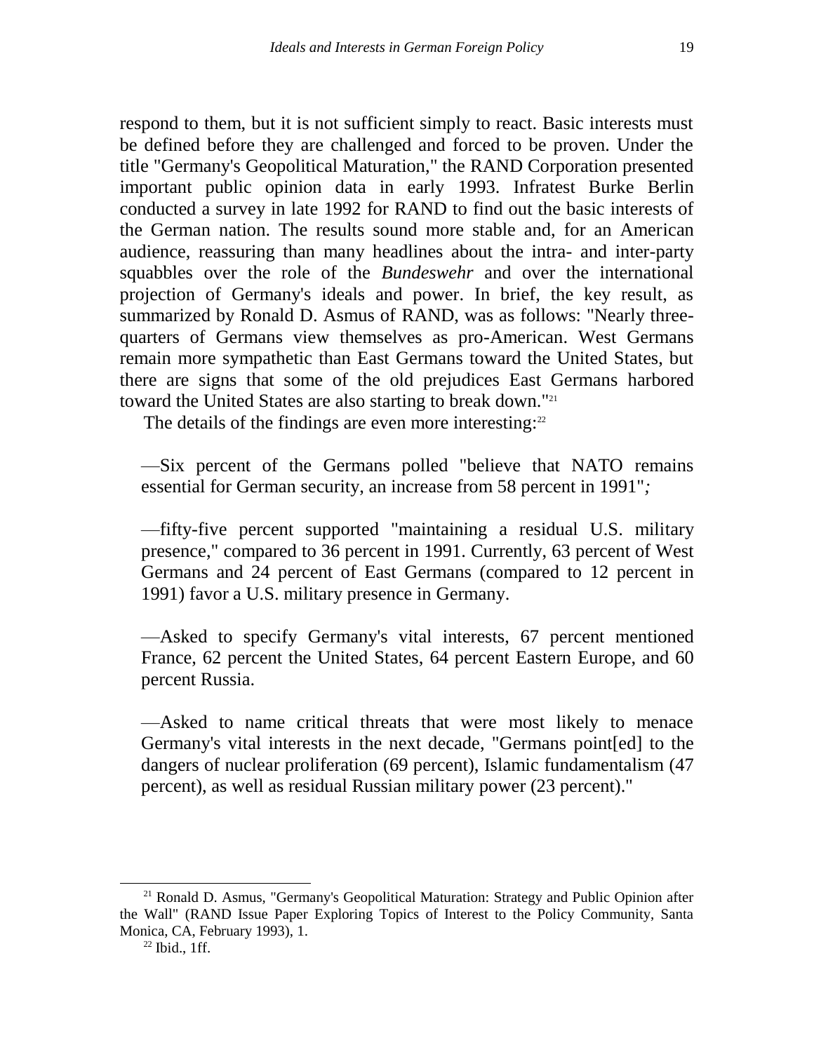respond to them, but it is not sufficient simply to react. Basic interests must be defined before they are challenged and forced to be proven. Under the title "Germany's Geopolitical Maturation," the RAND Corporation presented important public opinion data in early 1993. Infratest Burke Berlin conducted a survey in late 1992 for RAND to find out the basic interests of the German nation. The results sound more stable and, for an American audience, reassuring than many headlines about the intra- and inter-party squabbles over the role of the *Bundeswehr* and over the international projection of Germany's ideals and power. In brief, the key result, as summarized by Ronald D. Asmus of RAND, was as follows: "Nearly three-quarters of Germans view themselves as pro-American. West Germans remain more sympathetic than East Germans toward the United States, but there are signs that some of the old prejudices East Germans harbored toward the United States are also starting to break down."[21]

The details of the findings are even more interesting:[22]

—Six percent of the Germans polled "believe that NATO remains essential for German security, an increase from 58 percent in 1991";

—fifty-five percent supported "maintaining a residual U.S. military presence," compared to 36 percent in 1991. Currently, 63 percent of West Germans and 24 percent of East Germans (compared to 12 percent in 1991) favor a U.S. military presence in Germany.

—Asked to specify Germany's vital interests, 67 percent mentioned France, 62 percent the United States, 64 percent Eastern Europe, and 60 percent Russia.

—Asked to name critical threats that were most likely to menace Germany's vital interests in the next decade, "Germans point[ed] to the dangers of nuclear proliferation (69 percent), Islamic fundamentalism (47 percent), as well as residual Russian military power (23 percent)."

---

[21] Ronald D. Asmus, "Germany's Geopolitical Maturation: Strategy and Public Opinion after the Wall" (RAND Issue Paper Exploring Topics of Interest to the Policy Community, Santa Monica, CA, February 1993), 1.

[22] Ibid., 1ff.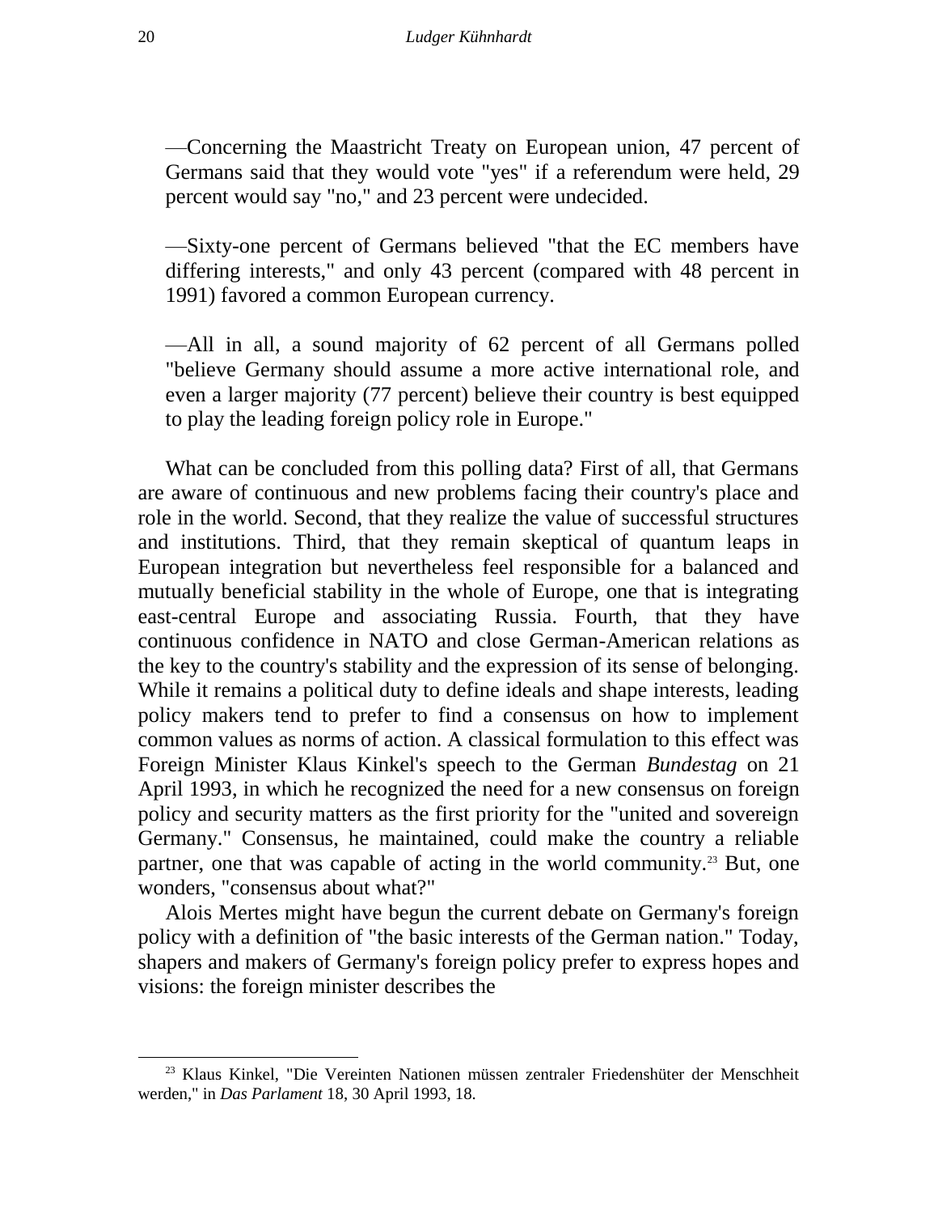—Concerning the Maastricht Treaty on European union, 47 percent of Germans said that they would vote "yes" if a referendum were held, 29 percent would say "no," and 23 percent were undecided.

—Sixty-one percent of Germans believed "that the EC members have differing interests," and only 43 percent (compared with 48 percent in 1991) favored a common European currency.

—All in all, a sound majority of 62 percent of all Germans polled "believe Germany should assume a more active international role, and even a larger majority (77 percent) believe their country is best equipped to play the leading foreign policy role in Europe."

What can be concluded from this polling data? First of all, that Germans are aware of continuous and new problems facing their country's place and role in the world. Second, that they realize the value of successful structures and institutions. Third, that they remain skeptical of quantum leaps in European integration but nevertheless feel responsible for a balanced and mutually beneficial stability in the whole of Europe, one that is integrating east-central Europe and associating Russia. Fourth, that they have continuous confidence in NATO and close German-American relations as the key to the country's stability and the expression of its sense of belonging. While it remains a political duty to define ideals and shape interests, leading policy makers tend to prefer to find a consensus on how to implement common values as norms of action. A classical formulation to this effect was Foreign Minister Klaus Kinkel's speech to the German *Bundestag* on 21 April 1993, in which he recognized the need for a new consensus on foreign policy and security matters as the first priority for the "united and sovereign Germany." Consensus, he maintained, could make the country a reliable partner, one that was capable of acting in the world community.[23] But, one wonders, "consensus about what?"

Alois Mertes might have begun the current debate on Germany's foreign policy with a definition of "the basic interests of the German nation." Today, shapers and makers of Germany's foreign policy prefer to express hopes and visions: the foreign minister describes the

[23] Klaus Kinkel, "Die Vereinten Nationen müssen zentraler Friedenshüter der Menschheit werden," in *Das Parlament* 18, 30 April 1993, 18.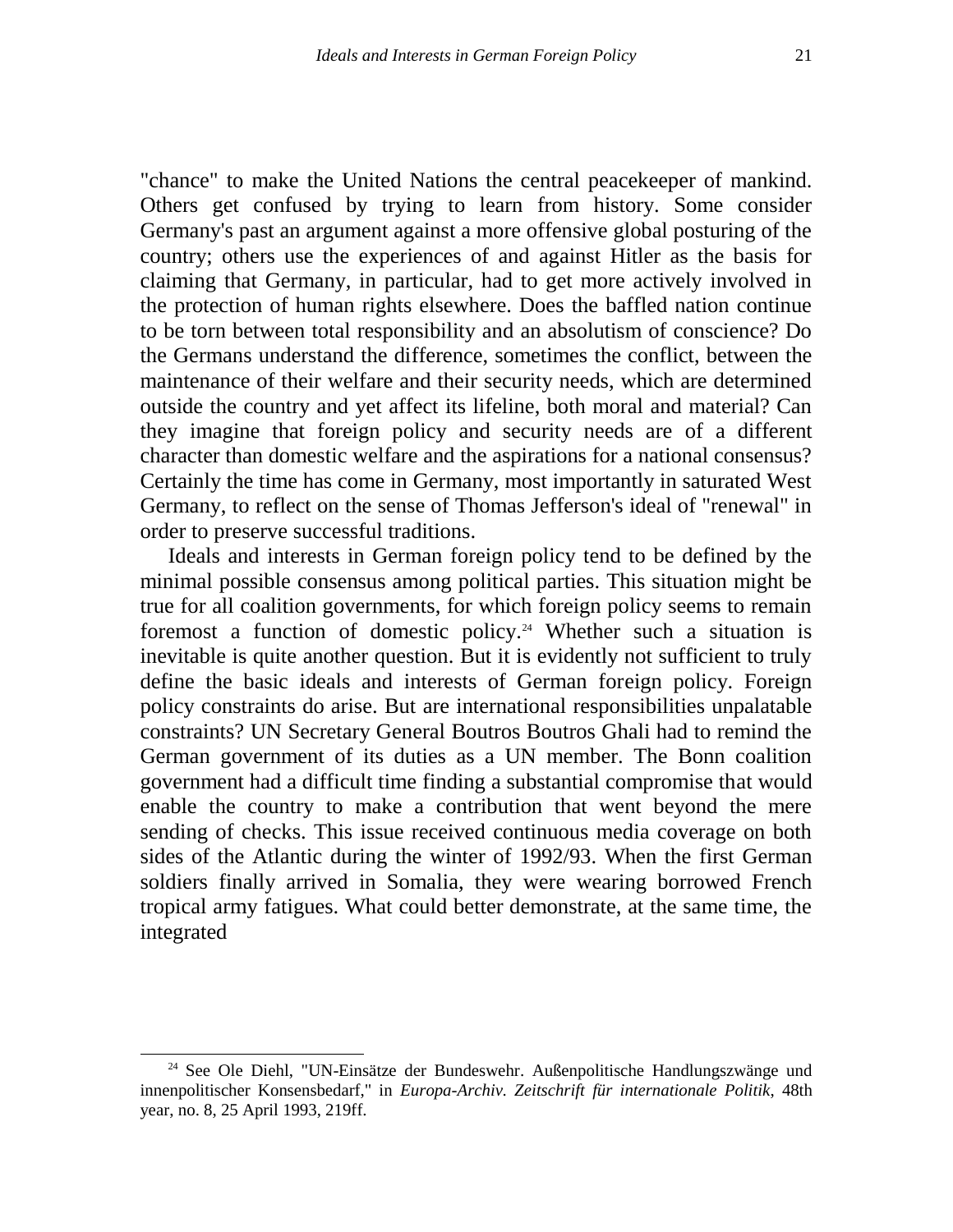"chance" to make the United Nations the central peacekeeper of mankind. Others get confused by trying to learn from history. Some consider Germany's past an argument against a more offensive global posturing of the country; others use the experiences of and against Hitler as the basis for claiming that Germany, in particular, had to get more actively involved in the protection of human rights elsewhere. Does the baffled nation continue to be torn between total responsibility and an absolutism of conscience? Do the Germans understand the difference, sometimes the conflict, between the maintenance of their welfare and their security needs, which are determined outside the country and yet affect its lifeline, both moral and material? Can they imagine that foreign policy and security needs are of a different character than domestic welfare and the aspirations for a national consensus? Certainly the time has come in Germany, most importantly in saturated West Germany, to reflect on the sense of Thomas Jefferson's ideal of "renewal" in order to preserve successful traditions.

Ideals and interests in German foreign policy tend to be defined by the minimal possible consensus among political parties. This situation might be true for all coalition governments, for which foreign policy seems to remain foremost a function of domestic policy.[24] Whether such a situation is inevitable is quite another question. But it is evidently not sufficient to truly define the basic ideals and interests of German foreign policy. Foreign policy constraints do arise. But are international responsibilities unpalatable constraints? UN Secretary General Boutros Boutros Ghali had to remind the German government of its duties as a UN member. The Bonn coalition government had a difficult time finding a substantial compromise that would enable the country to make a contribution that went beyond the mere sending of checks. This issue received continuous media coverage on both sides of the Atlantic during the winter of 1992/93. When the first German soldiers finally arrived in Somalia, they were wearing borrowed French tropical army fatigues. What could better demonstrate, at the same time, the integrated

[24] See Ole Diehl, "UN-Einsätze der Bundeswehr. Außenpolitische Handlungszwänge und innenpolitischer Konsensbedarf," in *Europa-Archiv. Zeitschrift für internationale Politik*, 48th year, no. 8, 25 April 1993, 219ff.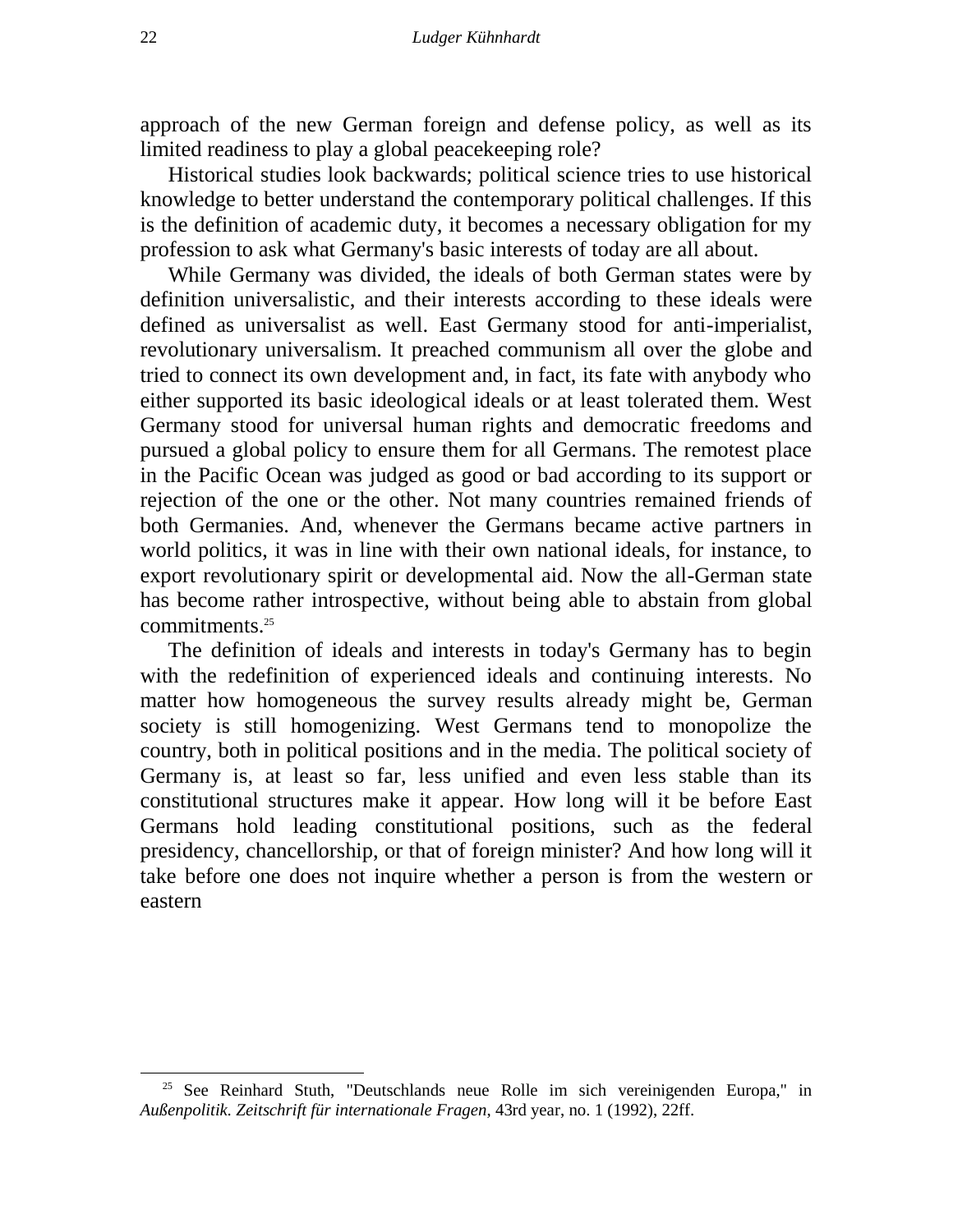approach of the new German foreign and defense policy, as well as its limited readiness to play a global peacekeeping role?

Historical studies look backwards; political science tries to use historical knowledge to better understand the contemporary political challenges. If this is the definition of academic duty, it becomes a necessary obligation for my profession to ask what Germany's basic interests of today are all about.

While Germany was divided, the ideals of both German states were by definition universalistic, and their interests according to these ideals were defined as universalist as well. East Germany stood for anti-imperialist, revolutionary universalism. It preached communism all over the globe and tried to connect its own development and, in fact, its fate with anybody who either supported its basic ideological ideals or at least tolerated them. West Germany stood for universal human rights and democratic freedoms and pursued a global policy to ensure them for all Germans. The remotest place in the Pacific Ocean was judged as good or bad according to its support or rejection of the one or the other. Not many countries remained friends of both Germanies. And, whenever the Germans became active partners in world politics, it was in line with their own national ideals, for instance, to export revolutionary spirit or developmental aid. Now the all-German state has become rather introspective, without being able to abstain from global commitments.[25]

The definition of ideals and interests in today's Germany has to begin with the redefinition of experienced ideals and continuing interests. No matter how homogeneous the survey results already might be, German society is still homogenizing. West Germans tend to monopolize the country, both in political positions and in the media. The political society of Germany is, at least so far, less unified and even less stable than its constitutional structures make it appear. How long will it be before East Germans hold leading constitutional positions, such as the federal presidency, chancellorship, or that of foreign minister? And how long will it take before one does not inquire whether a person is from the western or eastern

---

[25] See Reinhard Stuth, "Deutschlands neue Rolle im sich vereinigenden Europa," in *Außenpolitik. Zeitschrift für internationale Fragen*, 43rd year, no. 1 (1992), 22ff.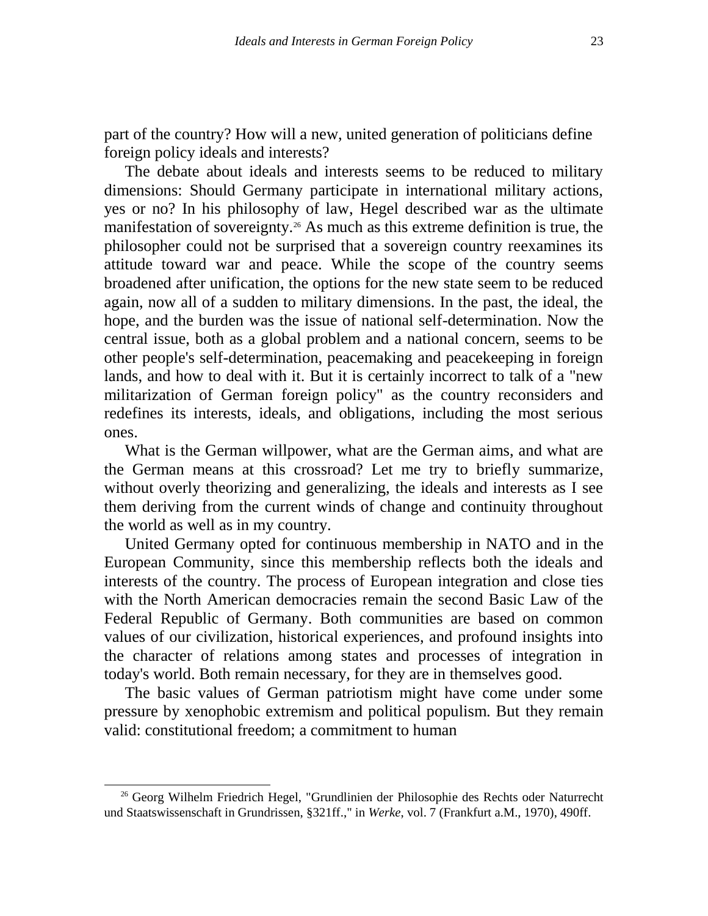part of the country? How will a new, united generation of politicians define foreign policy ideals and interests?

The debate about ideals and interests seems to be reduced to military dimensions: Should Germany participate in international military actions, yes or no? In his philosophy of law, Hegel described war as the ultimate manifestation of sovereignty.[26] As much as this extreme definition is true, the philosopher could not be surprised that a sovereign country reexamines its attitude toward war and peace. While the scope of the country seems broadened after unification, the options for the new state seem to be reduced again, now all of a sudden to military dimensions. In the past, the ideal, the hope, and the burden was the issue of national self-determination. Now the central issue, both as a global problem and a national concern, seems to be other people's self-determination, peacemaking and peacekeeping in foreign lands, and how to deal with it. But it is certainly incorrect to talk of a "new militarization of German foreign policy" as the country reconsiders and redefines its interests, ideals, and obligations, including the most serious ones.

What is the German willpower, what are the German aims, and what are the German means at this crossroad? Let me try to briefly summarize, without overly theorizing and generalizing, the ideals and interests as I see them deriving from the current winds of change and continuity throughout the world as well as in my country.

United Germany opted for continuous membership in NATO and in the European Community, since this membership reflects both the ideals and interests of the country. The process of European integration and close ties with the North American democracies remain the second Basic Law of the Federal Republic of Germany. Both communities are based on common values of our civilization, historical experiences, and profound insights into the character of relations among states and processes of integration in today's world. Both remain necessary, for they are in themselves good.

The basic values of German patriotism might have come under some pressure by xenophobic extremism and political populism. But they remain valid: constitutional freedom; a commitment to human

[26] Georg Wilhelm Friedrich Hegel, "Grundlinien der Philosophie des Rechts oder Naturrecht und Staatswissenschaft in Grundrissen, §321ff.," in *Werke*, vol. 7 (Frankfurt a.M., 1970), 490ff.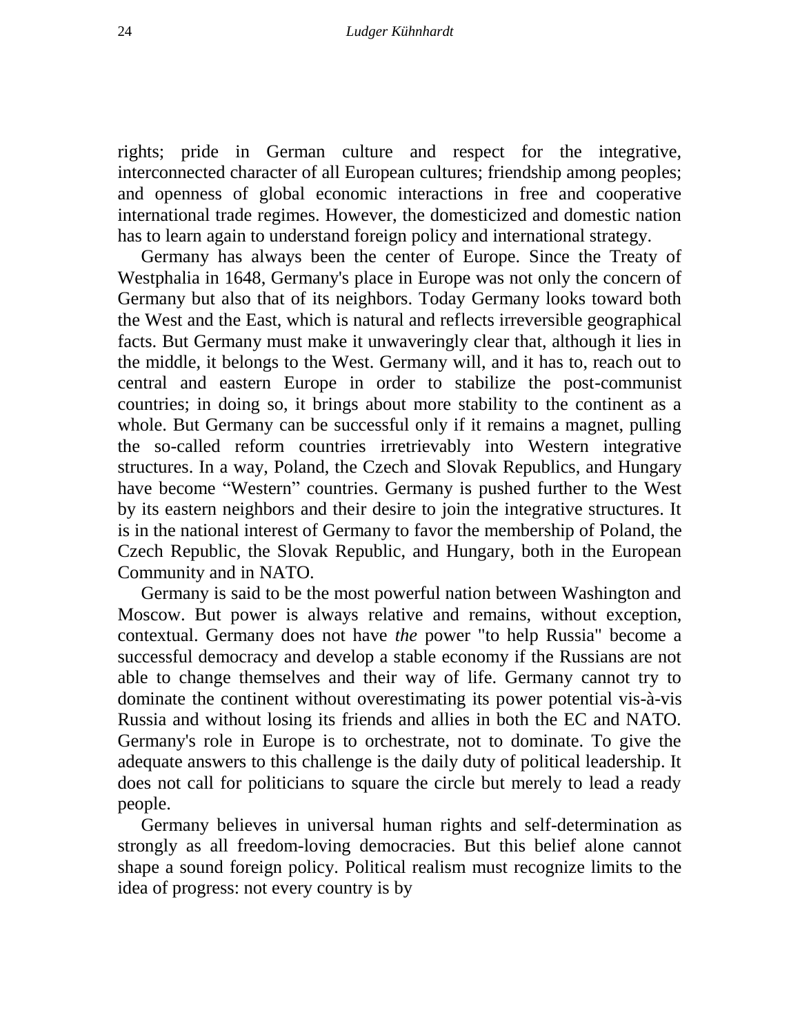rights; pride in German culture and respect for the integrative, interconnected character of all European cultures; friendship among peoples; and openness of global economic interactions in free and cooperative international trade regimes. However, the domesticized and domestic nation has to learn again to understand foreign policy and international strategy.

Germany has always been the center of Europe. Since the Treaty of Westphalia in 1648, Germany's place in Europe was not only the concern of Germany but also that of its neighbors. Today Germany looks toward both the West and the East, which is natural and reflects irreversible geographical facts. But Germany must make it unwaveringly clear that, although it lies in the middle, it belongs to the West. Germany will, and it has to, reach out to central and eastern Europe in order to stabilize the post-communist countries; in doing so, it brings about more stability to the continent as a whole. But Germany can be successful only if it remains a magnet, pulling the so-called reform countries irretrievably into Western integrative structures. In a way, Poland, the Czech and Slovak Republics, and Hungary have become "Western" countries. Germany is pushed further to the West by its eastern neighbors and their desire to join the integrative structures. It is in the national interest of Germany to favor the membership of Poland, the Czech Republic, the Slovak Republic, and Hungary, both in the European Community and in NATO.

Germany is said to be the most powerful nation between Washington and Moscow. But power is always relative and remains, without exception, contextual. Germany does not have *the* power "to help Russia" become a successful democracy and develop a stable economy if the Russians are not able to change themselves and their way of life. Germany cannot try to dominate the continent without overestimating its power potential vis-à-vis Russia and without losing its friends and allies in both the EC and NATO. Germany's role in Europe is to orchestrate, not to dominate. To give the adequate answers to this challenge is the daily duty of political leadership. It does not call for politicians to square the circle but merely to lead a ready people.

Germany believes in universal human rights and self-determination as strongly as all freedom-loving democracies. But this belief alone cannot shape a sound foreign policy. Political realism must recognize limits to the idea of progress: not every country is by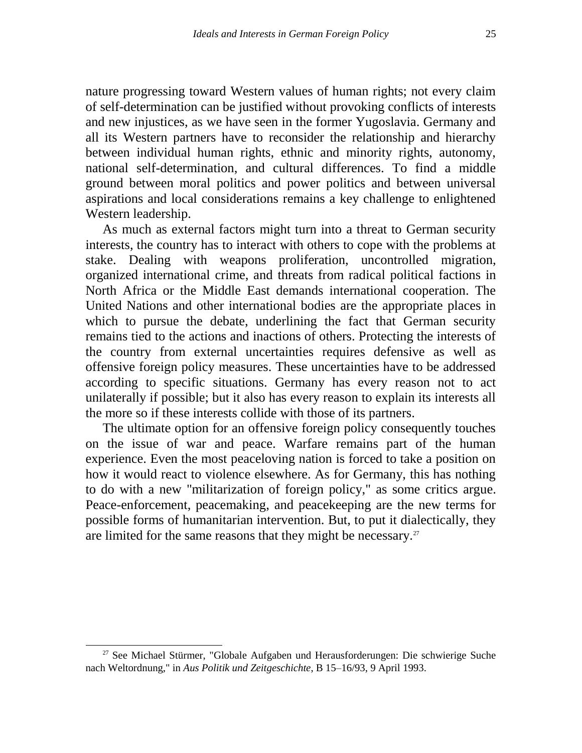nature progressing toward Western values of human rights; not every claim of self-determination can be justified without provoking conflicts of interests and new injustices, as we have seen in the former Yugoslavia. Germany and all its Western partners have to reconsider the relationship and hierarchy between individual human rights, ethnic and minority rights, autonomy, national self-determination, and cultural differences. To find a middle ground between moral politics and power politics and between universal aspirations and local considerations remains a key challenge to enlightened Western leadership.

As much as external factors might turn into a threat to German security interests, the country has to interact with others to cope with the problems at stake. Dealing with weapons proliferation, uncontrolled migration, organized international crime, and threats from radical political factions in North Africa or the Middle East demands international cooperation. The United Nations and other international bodies are the appropriate places in which to pursue the debate, underlining the fact that German security remains tied to the actions and inactions of others. Protecting the interests of the country from external uncertainties requires defensive as well as offensive foreign policy measures. These uncertainties have to be addressed according to specific situations. Germany has every reason not to act unilaterally if possible; but it also has every reason to explain its interests all the more so if these interests collide with those of its partners.

The ultimate option for an offensive foreign policy consequently touches on the issue of war and peace. Warfare remains part of the human experience. Even the most peaceloving nation is forced to take a position on how it would react to violence elsewhere. As for Germany, this has nothing to do with a new "militarization of foreign policy," as some critics argue. Peace-enforcement, peacemaking, and peacekeeping are the new terms for possible forms of humanitarian intervention. But, to put it dialectically, they are limited for the same reasons that they might be necessary.[27]

---

[27] See Michael Stürmer, "Globale Aufgaben und Herausforderungen: Die schwierige Suche nach Weltordnung," in *Aus Politik und Zeitgeschichte*, B 15–16/93, 9 April 1993.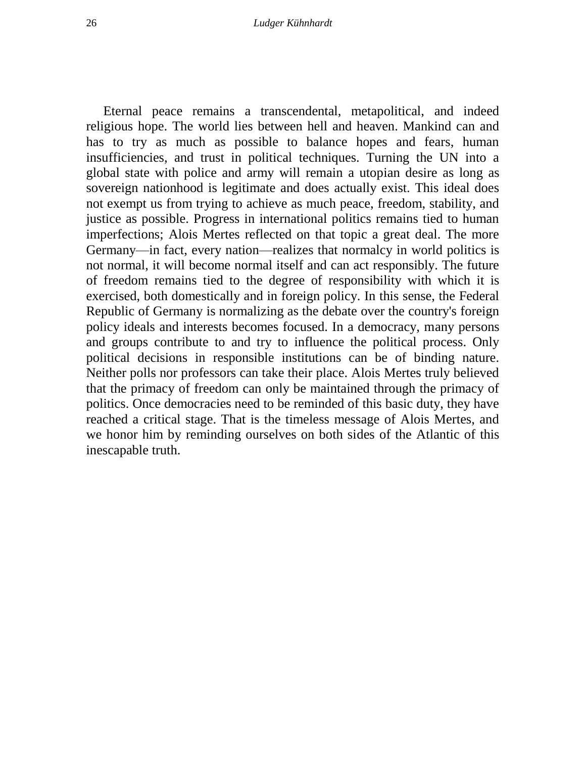Eternal peace remains a transcendental, metapolitical, and indeed religious hope. The world lies between hell and heaven. Mankind can and has to try as much as possible to balance hopes and fears, human insufficiencies, and trust in political techniques. Turning the UN into a global state with police and army will remain a utopian desire as long as sovereign nationhood is legitimate and does actually exist. This ideal does not exempt us from trying to achieve as much peace, freedom, stability, and justice as possible. Progress in international politics remains tied to human imperfections; Alois Mertes reflected on that topic a great deal. The more Germany—in fact, every nation—realizes that normalcy in world politics is not normal, it will become normal itself and can act responsibly. The future of freedom remains tied to the degree of responsibility with which it is exercised, both domestically and in foreign policy. In this sense, the Federal Republic of Germany is normalizing as the debate over the country's foreign policy ideals and interests becomes focused. In a democracy, many persons and groups contribute to and try to influence the political process. Only political decisions in responsible institutions can be of binding nature. Neither polls nor professors can take their place. Alois Mertes truly believed that the primacy of freedom can only be maintained through the primacy of politics. Once democracies need to be reminded of this basic duty, they have reached a critical stage. That is the timeless message of Alois Mertes, and we honor him by reminding ourselves on both sides of the Atlantic of this inescapable truth.